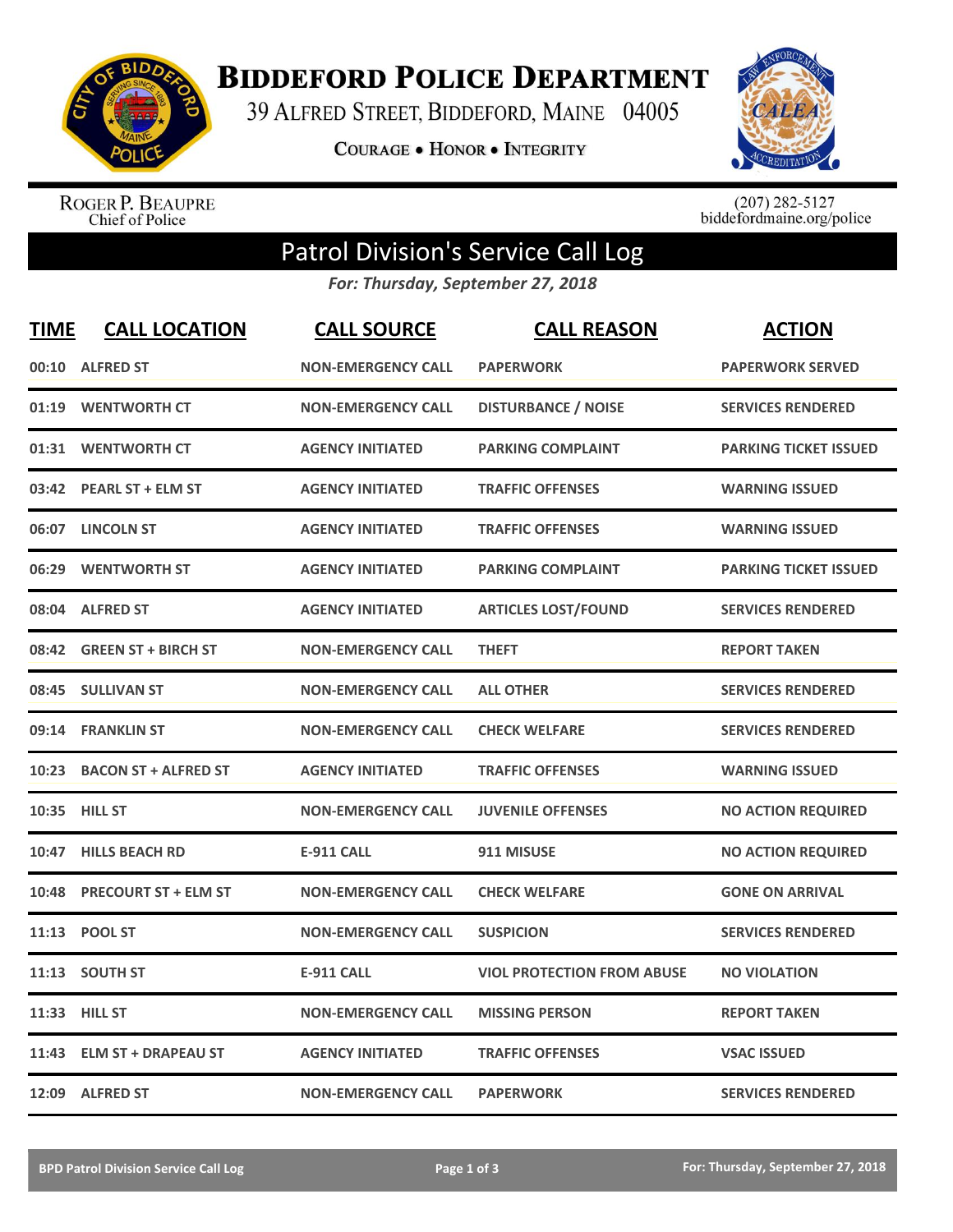# Biddeford Police Department

39 Alfred Street, Biddeford, Maine 04005

Courage • Honor • Integrity

Roger P. Beaupre
Chief of Police

(207) 282-5127
biddefordmaine.org/police

## Patrol Division's Service Call Log

*For: Thursday, September 27, 2018*

| TIME | CALL LOCATION | CALL SOURCE | CALL REASON | ACTION |
|---|---|---|---|---|
| 00:10 | ALFRED ST | NON-EMERGENCY CALL | PAPERWORK | PAPERWORK SERVED |
| 01:19 | WENTWORTH CT | NON-EMERGENCY CALL | DISTURBANCE / NOISE | SERVICES RENDERED |
| 01:31 | WENTWORTH CT | AGENCY INITIATED | PARKING COMPLAINT | PARKING TICKET ISSUED |
| 03:42 | PEARL ST + ELM ST | AGENCY INITIATED | TRAFFIC OFFENSES | WARNING ISSUED |
| 06:07 | LINCOLN ST | AGENCY INITIATED | TRAFFIC OFFENSES | WARNING ISSUED |
| 06:29 | WENTWORTH ST | AGENCY INITIATED | PARKING COMPLAINT | PARKING TICKET ISSUED |
| 08:04 | ALFRED ST | AGENCY INITIATED | ARTICLES LOST/FOUND | SERVICES RENDERED |
| 08:42 | GREEN ST + BIRCH ST | NON-EMERGENCY CALL | THEFT | REPORT TAKEN |
| 08:45 | SULLIVAN ST | NON-EMERGENCY CALL | ALL OTHER | SERVICES RENDERED |
| 09:14 | FRANKLIN ST | NON-EMERGENCY CALL | CHECK WELFARE | SERVICES RENDERED |
| 10:23 | BACON ST + ALFRED ST | AGENCY INITIATED | TRAFFIC OFFENSES | WARNING ISSUED |
| 10:35 | HILL ST | NON-EMERGENCY CALL | JUVENILE OFFENSES | NO ACTION REQUIRED |
| 10:47 | HILLS BEACH RD | E-911 CALL | 911 MISUSE | NO ACTION REQUIRED |
| 10:48 | PRECOURT ST + ELM ST | NON-EMERGENCY CALL | CHECK WELFARE | GONE ON ARRIVAL |
| 11:13 | POOL ST | NON-EMERGENCY CALL | SUSPICION | SERVICES RENDERED |
| 11:13 | SOUTH ST | E-911 CALL | VIOL PROTECTION FROM ABUSE | NO VIOLATION |
| 11:33 | HILL ST | NON-EMERGENCY CALL | MISSING PERSON | REPORT TAKEN |
| 11:43 | ELM ST + DRAPEAU ST | AGENCY INITIATED | TRAFFIC OFFENSES | VSAC ISSUED |
| 12:09 | ALFRED ST | NON-EMERGENCY CALL | PAPERWORK | SERVICES RENDERED |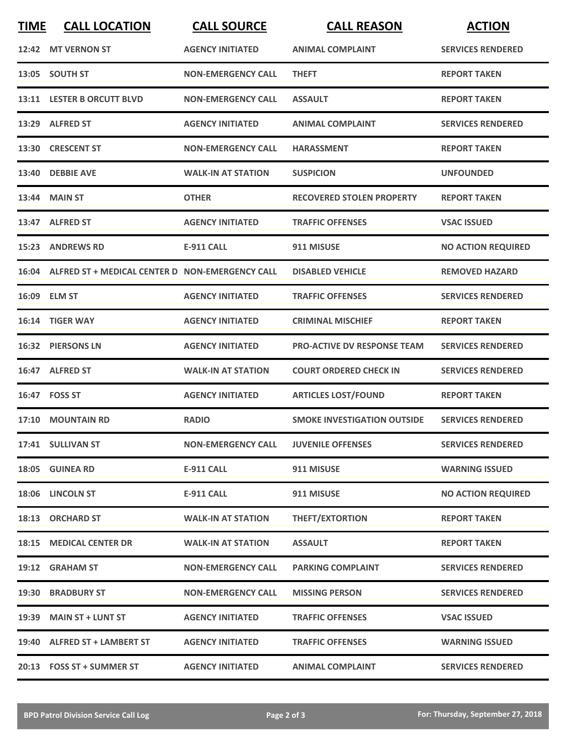| TIME | CALL LOCATION | CALL SOURCE | CALL REASON | ACTION |
|---|---|---|---|---|
| 12:42 | MT VERNON ST | AGENCY INITIATED | ANIMAL COMPLAINT | SERVICES RENDERED |
| 13:05 | SOUTH ST | NON-EMERGENCY CALL | THEFT | REPORT TAKEN |
| 13:11 | LESTER B ORCUTT BLVD | NON-EMERGENCY CALL | ASSAULT | REPORT TAKEN |
| 13:29 | ALFRED ST | AGENCY INITIATED | ANIMAL COMPLAINT | SERVICES RENDERED |
| 13:30 | CRESCENT ST | NON-EMERGENCY CALL | HARASSMENT | REPORT TAKEN |
| 13:40 | DEBBIE AVE | WALK-IN AT STATION | SUSPICION | UNFOUNDED |
| 13:44 | MAIN ST | OTHER | RECOVERED STOLEN PROPERTY | REPORT TAKEN |
| 13:47 | ALFRED ST | AGENCY INITIATED | TRAFFIC OFFENSES | VSAC ISSUED |
| 15:23 | ANDREWS RD | E-911 CALL | 911 MISUSE | NO ACTION REQUIRED |
| 16:04 | ALFRED ST + MEDICAL CENTER D | NON-EMERGENCY CALL | DISABLED VEHICLE | REMOVED HAZARD |
| 16:09 | ELM ST | AGENCY INITIATED | TRAFFIC OFFENSES | SERVICES RENDERED |
| 16:14 | TIGER WAY | AGENCY INITIATED | CRIMINAL MISCHIEF | REPORT TAKEN |
| 16:32 | PIERSONS LN | AGENCY INITIATED | PRO-ACTIVE DV RESPONSE TEAM | SERVICES RENDERED |
| 16:47 | ALFRED ST | WALK-IN AT STATION | COURT ORDERED CHECK IN | SERVICES RENDERED |
| 16:47 | FOSS ST | AGENCY INITIATED | ARTICLES LOST/FOUND | REPORT TAKEN |
| 17:10 | MOUNTAIN RD | RADIO | SMOKE INVESTIGATION OUTSIDE | SERVICES RENDERED |
| 17:41 | SULLIVAN ST | NON-EMERGENCY CALL | JUVENILE OFFENSES | SERVICES RENDERED |
| 18:05 | GUINEA RD | E-911 CALL | 911 MISUSE | WARNING ISSUED |
| 18:06 | LINCOLN ST | E-911 CALL | 911 MISUSE | NO ACTION REQUIRED |
| 18:13 | ORCHARD ST | WALK-IN AT STATION | THEFT/EXTORTION | REPORT TAKEN |
| 18:15 | MEDICAL CENTER DR | WALK-IN AT STATION | ASSAULT | REPORT TAKEN |
| 19:12 | GRAHAM ST | NON-EMERGENCY CALL | PARKING COMPLAINT | SERVICES RENDERED |
| 19:30 | BRADBURY ST | NON-EMERGENCY CALL | MISSING PERSON | SERVICES RENDERED |
| 19:39 | MAIN ST + LUNT ST | AGENCY INITIATED | TRAFFIC OFFENSES | VSAC ISSUED |
| 19:40 | ALFRED ST + LAMBERT ST | AGENCY INITIATED | TRAFFIC OFFENSES | WARNING ISSUED |
| 20:13 | FOSS ST + SUMMER ST | AGENCY INITIATED | ANIMAL COMPLAINT | SERVICES RENDERED |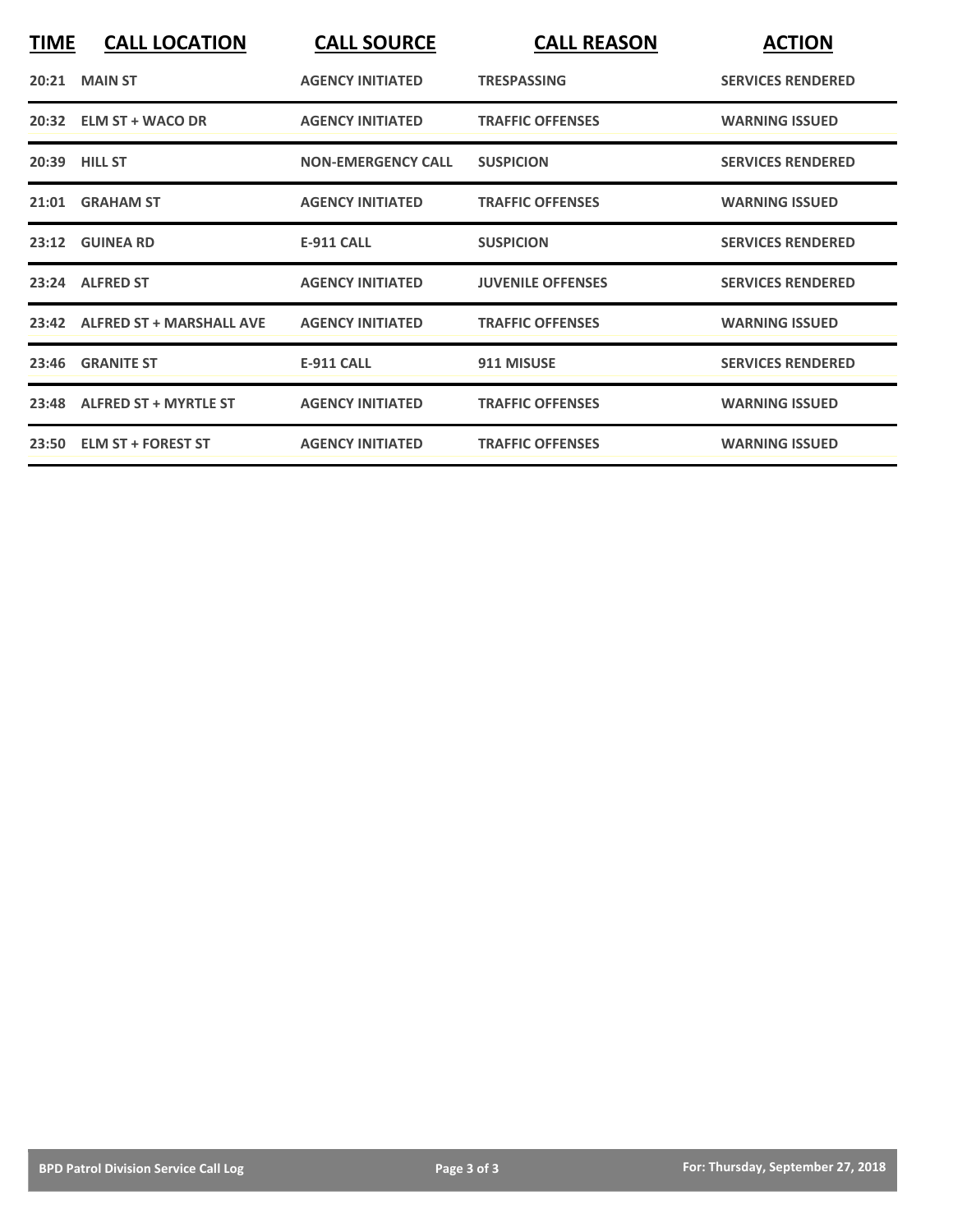| TIME | CALL LOCATION | CALL SOURCE | CALL REASON | ACTION |
|---|---|---|---|---|
| 20:21 | MAIN ST | AGENCY INITIATED | TRESPASSING | SERVICES RENDERED |
| 20:32 | ELM ST + WACO DR | AGENCY INITIATED | TRAFFIC OFFENSES | WARNING ISSUED |
| 20:39 | HILL ST | NON-EMERGENCY CALL | SUSPICION | SERVICES RENDERED |
| 21:01 | GRAHAM ST | AGENCY INITIATED | TRAFFIC OFFENSES | WARNING ISSUED |
| 23:12 | GUINEA RD | E-911 CALL | SUSPICION | SERVICES RENDERED |
| 23:24 | ALFRED ST | AGENCY INITIATED | JUVENILE OFFENSES | SERVICES RENDERED |
| 23:42 | ALFRED ST + MARSHALL AVE | AGENCY INITIATED | TRAFFIC OFFENSES | WARNING ISSUED |
| 23:46 | GRANITE ST | E-911 CALL | 911 MISUSE | SERVICES RENDERED |
| 23:48 | ALFRED ST + MYRTLE ST | AGENCY INITIATED | TRAFFIC OFFENSES | WARNING ISSUED |
| 23:50 | ELM ST + FOREST ST | AGENCY INITIATED | TRAFFIC OFFENSES | WARNING ISSUED |